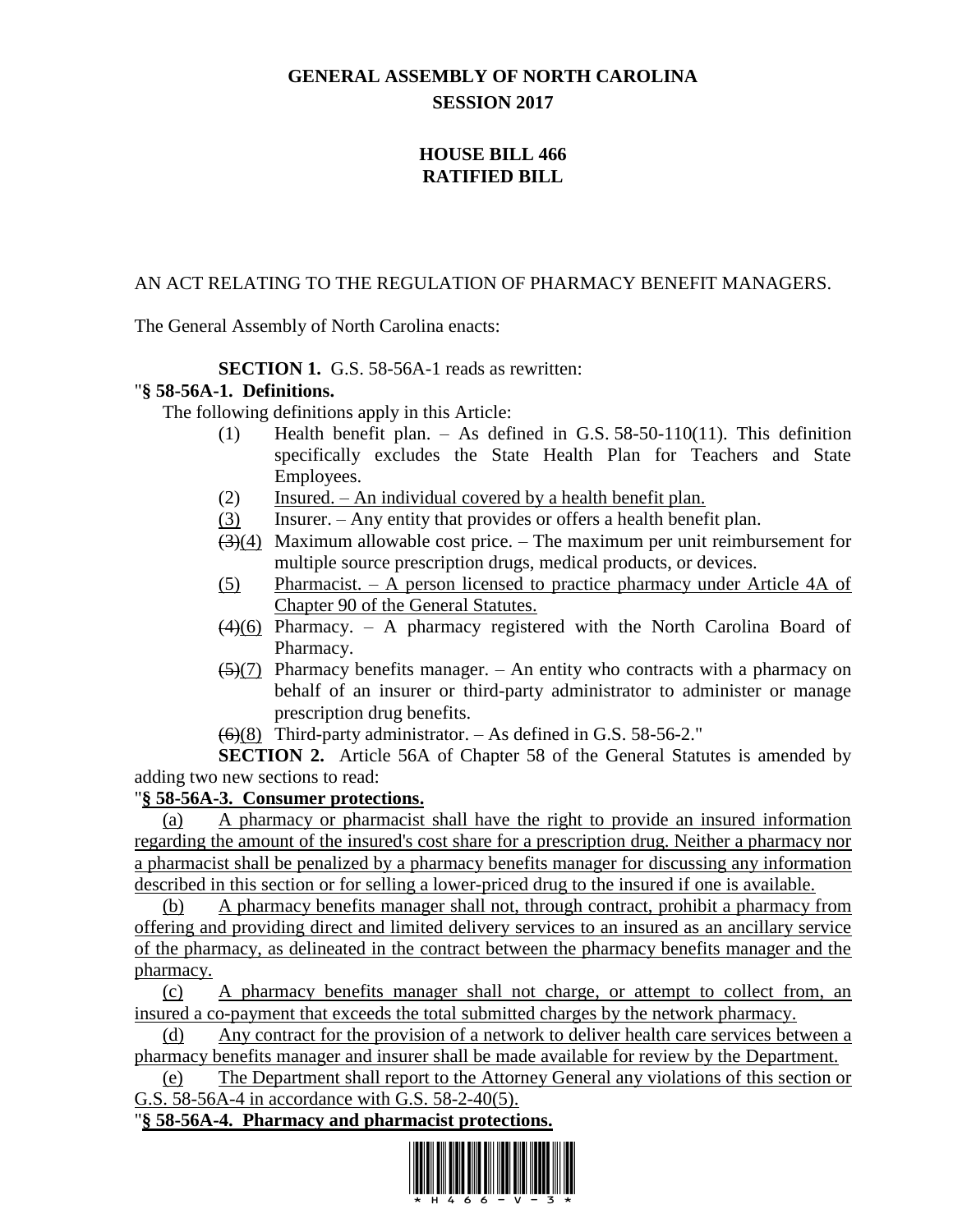# GENERAL ASSEMBLY OF NORTH CAROLINA
## SESSION 2017

## HOUSE BILL 466
## RATIFIED BILL

AN ACT RELATING TO THE REGULATION OF PHARMACY BENEFIT MANAGERS.

The General Assembly of North Carolina enacts:

**SECTION 1.** G.S. 58-56A-1 reads as rewritten:

"**§ 58-56A-1. Definitions.**

The following definitions apply in this Article:

(1) Health benefit plan. – As defined in G.S. 58-50-110(11). This definition specifically excludes the State Health Plan for Teachers and State Employees.

(2) Insured. – An individual covered by a health benefit plan.

(3) Insurer. – Any entity that provides or offers a health benefit plan.

~~(3)~~(4) Maximum allowable cost price. – The maximum per unit reimbursement for multiple source prescription drugs, medical products, or devices.

(5) Pharmacist. – A person licensed to practice pharmacy under Article 4A of Chapter 90 of the General Statutes.

~~(4)~~(6) Pharmacy. – A pharmacy registered with the North Carolina Board of Pharmacy.

~~(5)~~(7) Pharmacy benefits manager. – An entity who contracts with a pharmacy on behalf of an insurer or third-party administrator to administer or manage prescription drug benefits.

~~(6)~~(8) Third-party administrator. – As defined in G.S. 58-56-2."

**SECTION 2.** Article 56A of Chapter 58 of the General Statutes is amended by adding two new sections to read:

"**§ 58-56A-3. Consumer protections.**

(a) A pharmacy or pharmacist shall have the right to provide an insured information regarding the amount of the insured's cost share for a prescription drug. Neither a pharmacy nor a pharmacist shall be penalized by a pharmacy benefits manager for discussing any information described in this section or for selling a lower-priced drug to the insured if one is available.

(b) A pharmacy benefits manager shall not, through contract, prohibit a pharmacy from offering and providing direct and limited delivery services to an insured as an ancillary service of the pharmacy, as delineated in the contract between the pharmacy benefits manager and the pharmacy.

(c) A pharmacy benefits manager shall not charge, or attempt to collect from, an insured a co-payment that exceeds the total submitted charges by the network pharmacy.

(d) Any contract for the provision of a network to deliver health care services between a pharmacy benefits manager and insurer shall be made available for review by the Department.

(e) The Department shall report to the Attorney General any violations of this section or G.S. 58-56A-4 in accordance with G.S. 58-2-40(5).

"**§ 58-56A-4. Pharmacy and pharmacist protections.**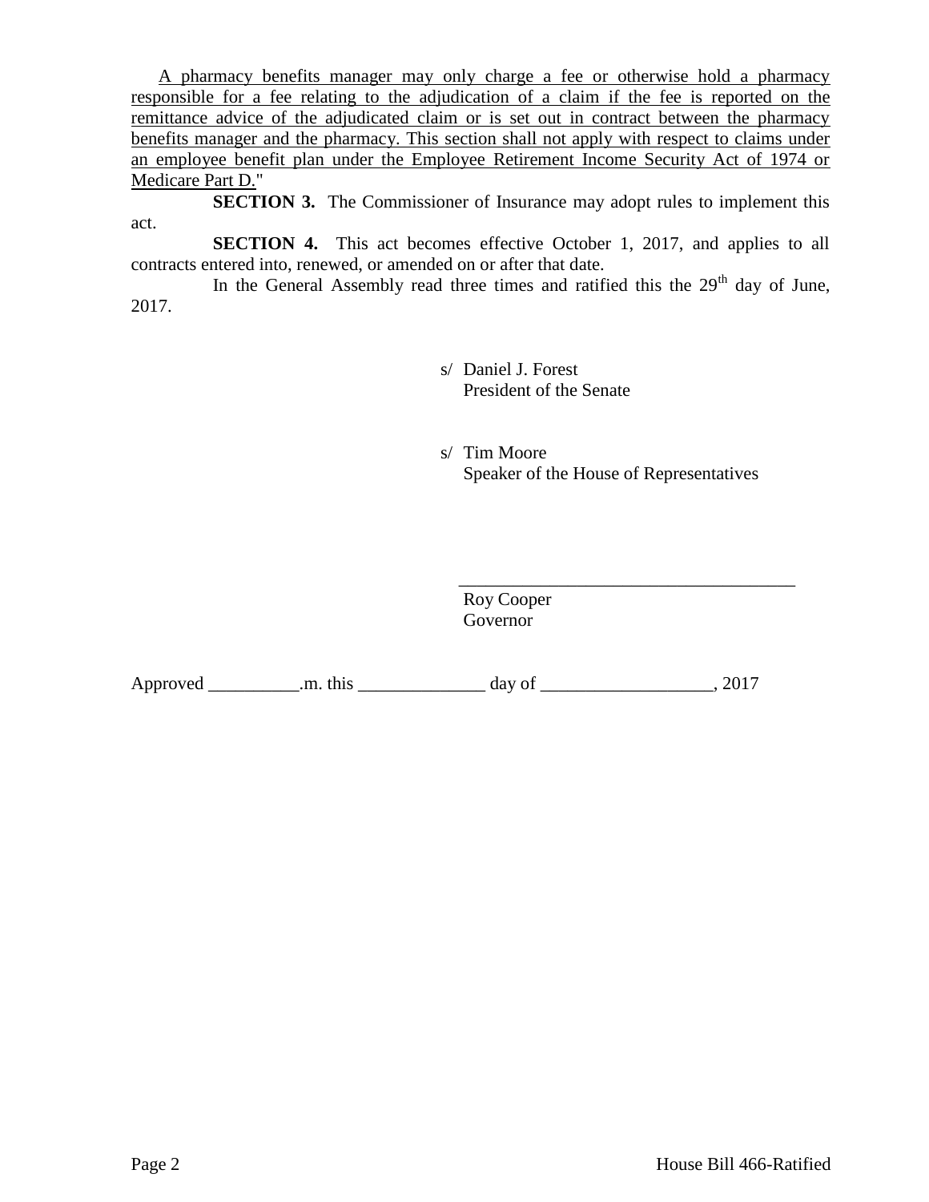A pharmacy benefits manager may only charge a fee or otherwise hold a pharmacy responsible for a fee relating to the adjudication of a claim if the fee is reported on the remittance advice of the adjudicated claim or is set out in contract between the pharmacy benefits manager and the pharmacy. This section shall not apply with respect to claims under an employee benefit plan under the Employee Retirement Income Security Act of 1974 or Medicare Part D."

**SECTION 3.** The Commissioner of Insurance may adopt rules to implement this act.

**SECTION 4.** This act becomes effective October 1, 2017, and applies to all contracts entered into, renewed, or amended on or after that date.

In the General Assembly read three times and ratified this the 29th day of June, 2017.

s/ Daniel J. Forest
President of the Senate

s/ Tim Moore
Speaker of the House of Representatives

_____________________________________
Roy Cooper
Governor

Approved __________.m. this ______________ day of ___________________, 2017